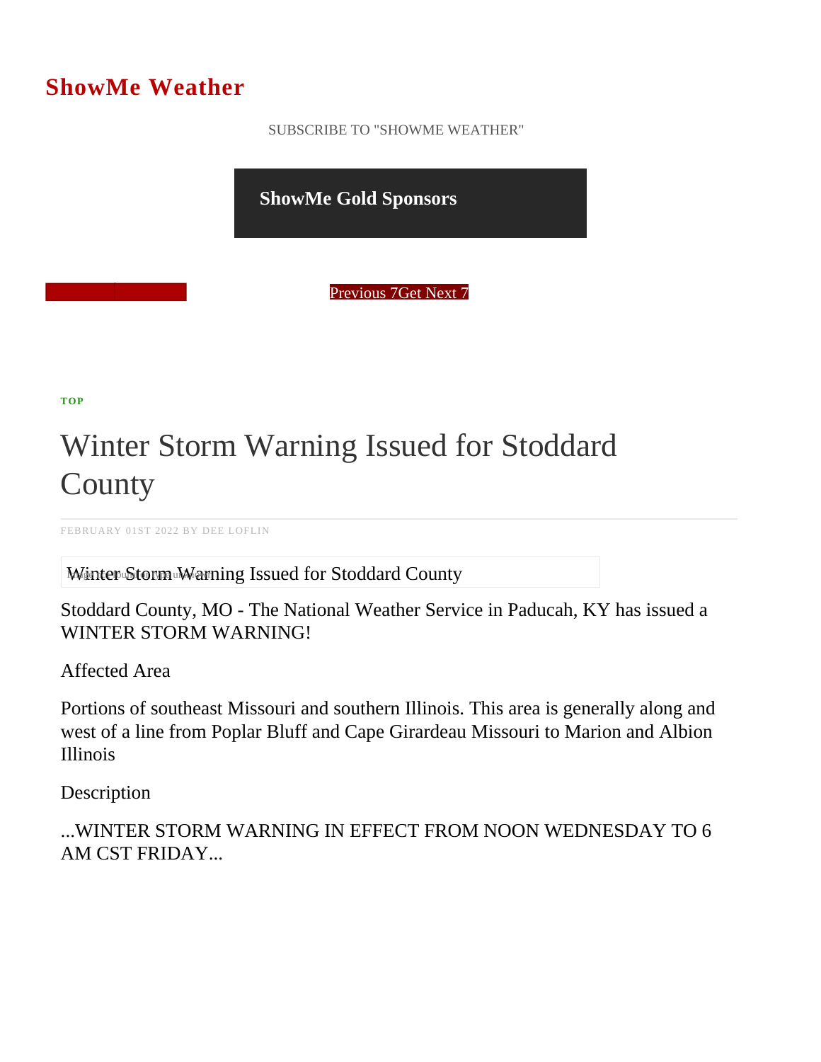# ShowMe Weather

SUBSCRIBE TO "SHOWME WEATHER"

**ShowMe Gold Sponsors**

Previous 7Get Next 7

**TOP**

# Winter Storm Warning Issued for Stoddard County

FEBRUARY 01ST 2022 BY DEE LOFLIN

Winter Storm Warning Issued for Stoddard County

Stoddard County, MO - The National Weather Service in Paducah, KY has issued a WINTER STORM WARNING!

Affected Area

Portions of southeast Missouri and southern Illinois. This area is generally along and west of a line from Poplar Bluff and Cape Girardeau Missouri to Marion and Albion Illinois

Description

...WINTER STORM WARNING IN EFFECT FROM NOON WEDNESDAY TO 6 AM CST FRIDAY...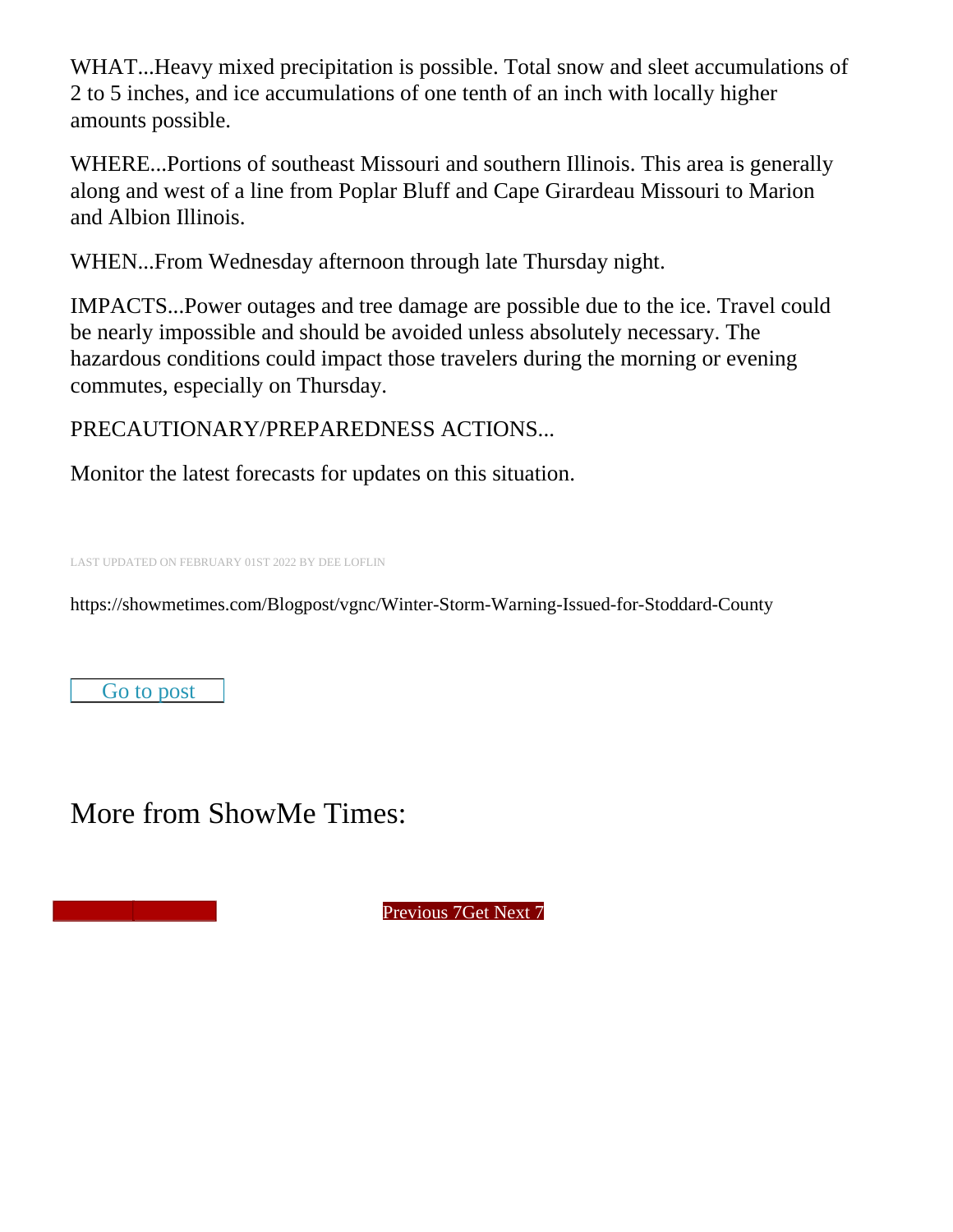WHAT...Heavy mixed precipitation is possible. Total snow and sleet accumulations of 2 to 5 inches, and ice accumulations of one tenth of an inch with locally higher amounts possible.

WHERE...Portions of southeast Missouri and southern Illinois. This area is generally along and west of a line from Poplar Bluff and Cape Girardeau Missouri to Marion and Albion Illinois.

WHEN...From Wednesday afternoon through late Thursday night.

IMPACTS...Power outages and tree damage are possible due to the ice. Travel could be nearly impossible and should be avoided unless absolutely necessary. The hazardous conditions could impact those travelers during the morning or evening commutes, especially on Thursday.

PRECAUTIONARY/PREPAREDNESS ACTIONS...

Monitor the latest forecasts for updates on this situation.

LAST UPDATED ON FEBRUARY 01ST 2022 BY DEE LOFLIN

https://showmetimes.com/Blogpost/vgnc/Winter-Storm-Warning-Issued-for-Stoddard-County

Go to post

## More from ShowMe Times:

Previous 7Get Next 7